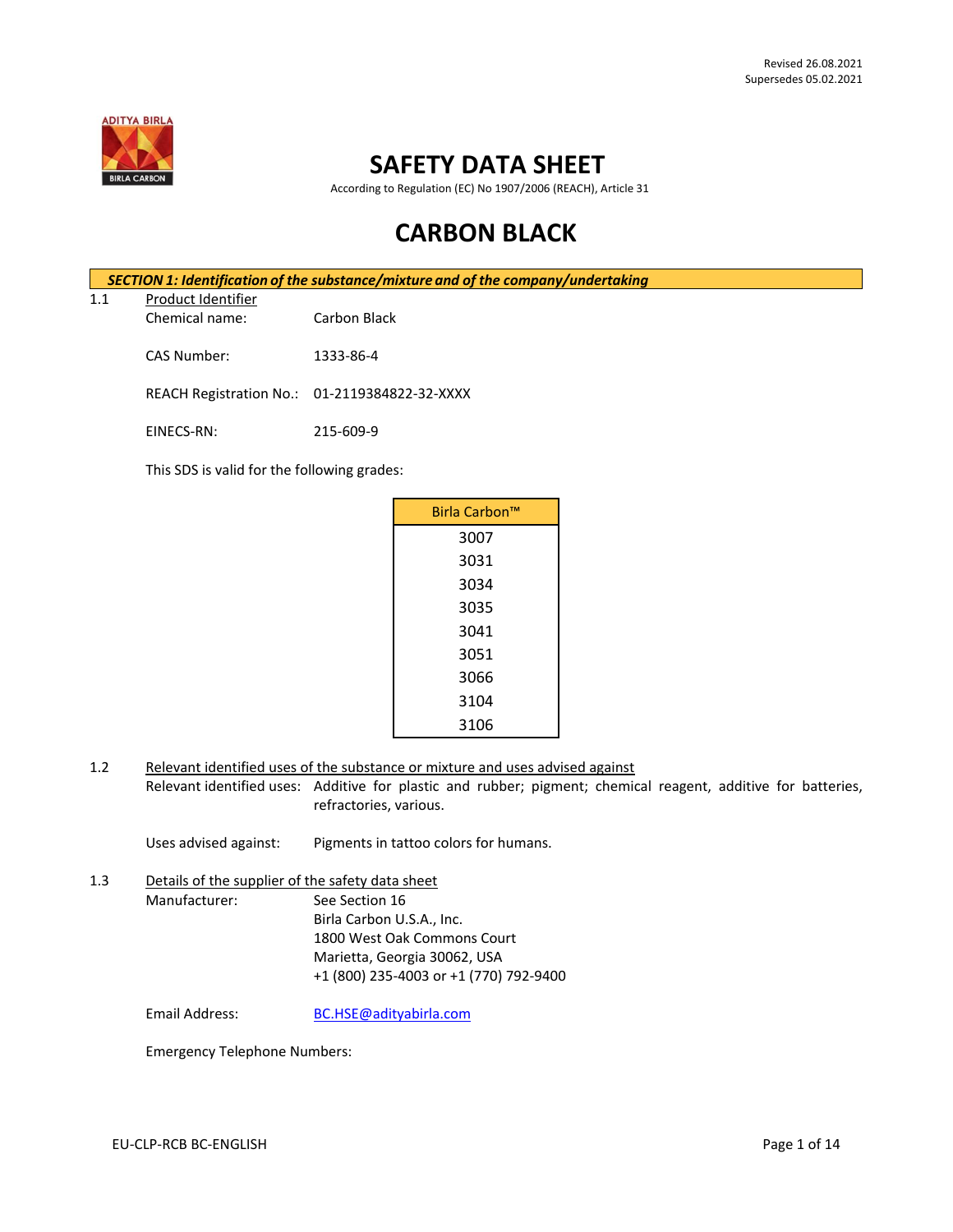Revised 26.08.2021
Supersedes 05.02.2021

# SAFETY DATA SHEET

According to Regulation (EC) No 1907/2006 (REACH), Article 31

# CARBON BLACK

## SECTION 1: Identification of the substance/mixture and of the company/undertaking

**1.1 Product Identifier**

Chemical name: Carbon Black

CAS Number: 1333-86-4

REACH Registration No.: 01-2119384822-32-XXXX

EINECS-RN: 215-609-9

This SDS is valid for the following grades:

| Birla Carbon™ |
|---|
| 3007 |
| 3031 |
| 3034 |
| 3035 |
| 3041 |
| 3051 |
| 3066 |
| 3104 |
| 3106 |

**1.2 Relevant identified uses of the substance or mixture and uses advised against**

Relevant identified uses: Additive for plastic and rubber; pigment; chemical reagent, additive for batteries, refractories, various.

Uses advised against: Pigments in tattoo colors for humans.

**1.3 Details of the supplier of the safety data sheet**

Manufacturer: See Section 16
Birla Carbon U.S.A., Inc.
1800 West Oak Commons Court
Marietta, Georgia 30062, USA
+1 (800) 235-4003 or +1 (770) 792-9400

Email Address: BC.HSE@adityabirla.com

Emergency Telephone Numbers: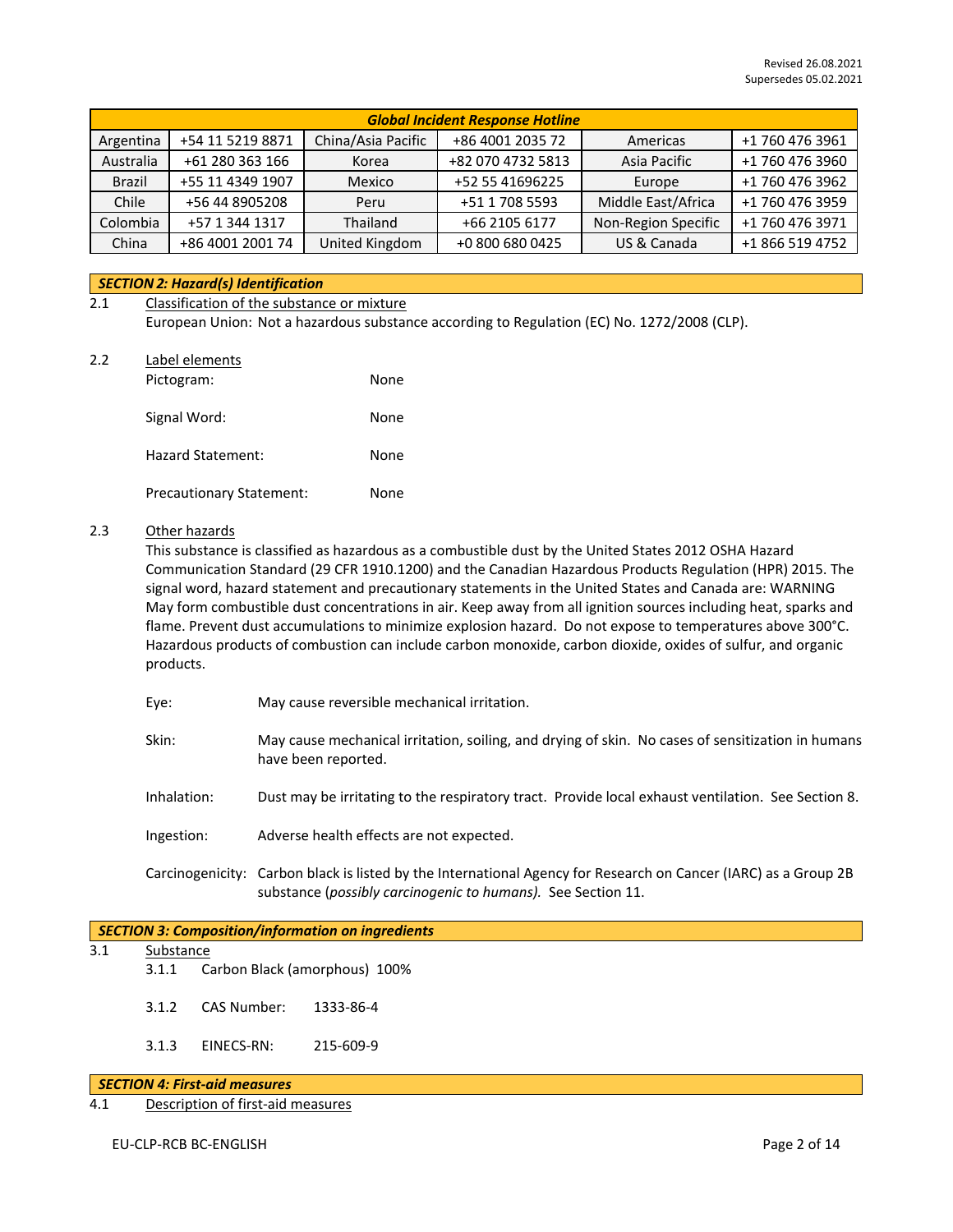Revised 26.08.2021
Supersedes 05.02.2021

| *Global Incident Response Hotline* | | | | | |
|---|---|---|---|---|---|
| Argentina | +54 11 5219 8871 | China/Asia Pacific | +86 4001 2035 72 | Americas | +1 760 476 3961 |
| Australia | +61 280 363 166 | Korea | +82 070 4732 5813 | Asia Pacific | +1 760 476 3960 |
| Brazil | +55 11 4349 1907 | Mexico | +52 55 41696225 | Europe | +1 760 476 3962 |
| Chile | +56 44 8905208 | Peru | +51 1 708 5593 | Middle East/Africa | +1 760 476 3959 |
| Colombia | +57 1 344 1317 | Thailand | +66 2105 6177 | Non-Region Specific | +1 760 476 3971 |
| China | +86 4001 2001 74 | United Kingdom | +0 800 680 0425 | US & Canada | +1 866 519 4752 |

## *SECTION 2: Hazard(s) Identification*

2.1 Classification of the substance or mixture

European Union: Not a hazardous substance according to Regulation (EC) No. 1272/2008 (CLP).

2.2 Label elements

Pictogram: None

Signal Word: None

Hazard Statement: None

Precautionary Statement: None

2.3 Other hazards

This substance is classified as hazardous as a combustible dust by the United States 2012 OSHA Hazard Communication Standard (29 CFR 1910.1200) and the Canadian Hazardous Products Regulation (HPR) 2015. The signal word, hazard statement and precautionary statements in the United States and Canada are: WARNING May form combustible dust concentrations in air. Keep away from all ignition sources including heat, sparks and flame. Prevent dust accumulations to minimize explosion hazard. Do not expose to temperatures above 300°C. Hazardous products of combustion can include carbon monoxide, carbon dioxide, oxides of sulfur, and organic products.

Eye: May cause reversible mechanical irritation.

Skin: May cause mechanical irritation, soiling, and drying of skin. No cases of sensitization in humans have been reported.

Inhalation: Dust may be irritating to the respiratory tract. Provide local exhaust ventilation. See Section 8.

Ingestion: Adverse health effects are not expected.

Carcinogenicity: Carbon black is listed by the International Agency for Research on Cancer (IARC) as a Group 2B substance (*possibly carcinogenic to humans).* See Section 11.

## *SECTION 3: Composition/information on ingredients*

3.1 Substance

3.1.1 Carbon Black (amorphous) 100%

3.1.2 CAS Number: 1333-86-4

3.1.3 EINECS-RN: 215-609-9

## *SECTION 4: First-aid measures*

4.1 Description of first-aid measures

EU-CLP-RCB BC-ENGLISH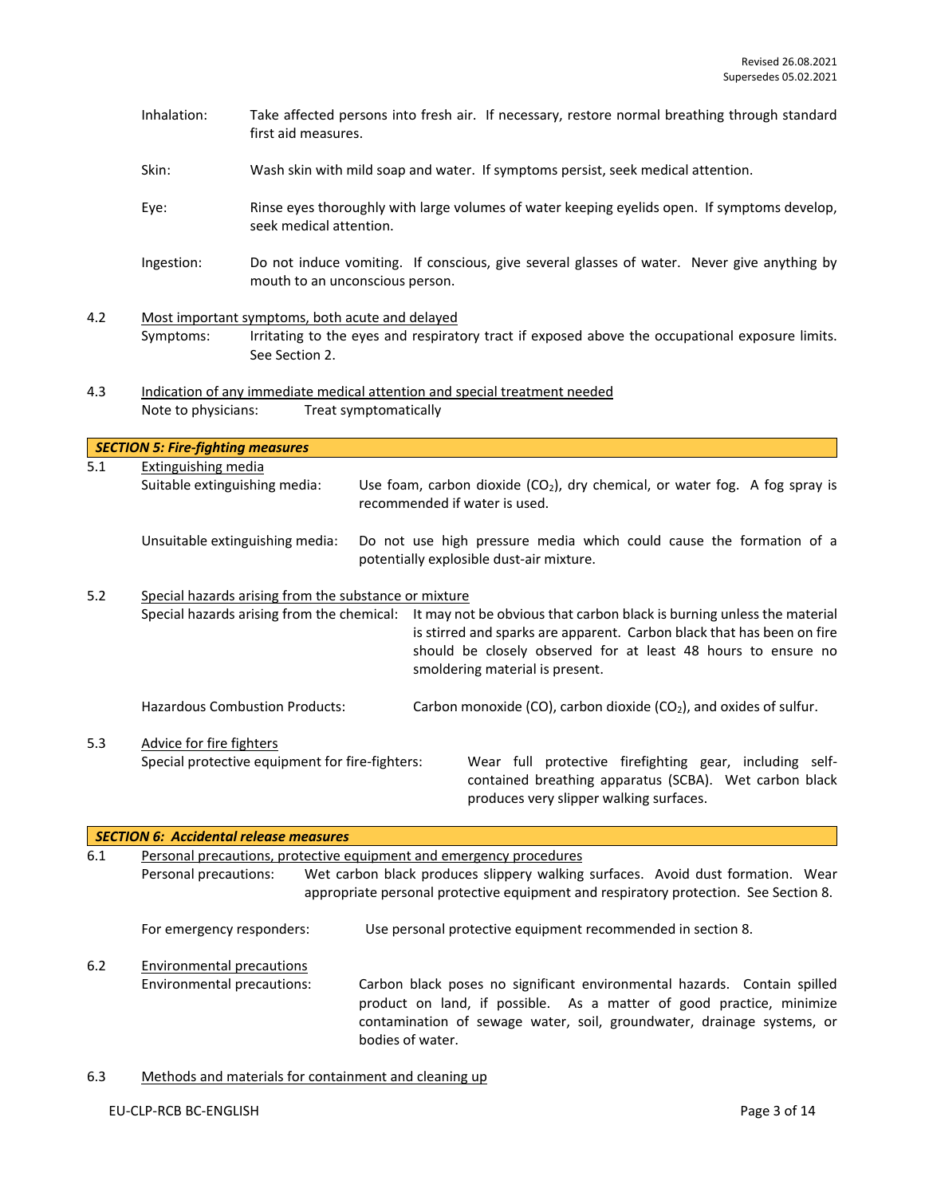Inhalation: Take affected persons into fresh air. If necessary, restore normal breathing through standard first aid measures.

Skin: Wash skin with mild soap and water. If symptoms persist, seek medical attention.

Eye: Rinse eyes thoroughly with large volumes of water keeping eyelids open. If symptoms develop, seek medical attention.

Ingestion: Do not induce vomiting. If conscious, give several glasses of water. Never give anything by mouth to an unconscious person.

4.2 Most important symptoms, both acute and delayed

Symptoms: Irritating to the eyes and respiratory tract if exposed above the occupational exposure limits. See Section 2.

4.3 Indication of any immediate medical attention and special treatment needed

Note to physicians: Treat symptomatically

## SECTION 5: Fire-fighting measures

5.1 Extinguishing media

Suitable extinguishing media: Use foam, carbon dioxide ($CO_2$), dry chemical, or water fog. A fog spray is recommended if water is used.

Unsuitable extinguishing media: Do not use high pressure media which could cause the formation of a potentially explosible dust-air mixture.

5.2 Special hazards arising from the substance or mixture

Special hazards arising from the chemical: It may not be obvious that carbon black is burning unless the material is stirred and sparks are apparent. Carbon black that has been on fire should be closely observed for at least 48 hours to ensure no smoldering material is present.

Hazardous Combustion Products: Carbon monoxide (CO), carbon dioxide ($CO_2$), and oxides of sulfur.

5.3 Advice for fire fighters

Special protective equipment for fire-fighters: Wear full protective firefighting gear, including self-contained breathing apparatus (SCBA). Wet carbon black produces very slipper walking surfaces.

## SECTION 6: Accidental release measures

6.1 Personal precautions, protective equipment and emergency procedures

Personal precautions: Wet carbon black produces slippery walking surfaces. Avoid dust formation. Wear appropriate personal protective equipment and respiratory protection. See Section 8.

For emergency responders: Use personal protective equipment recommended in section 8.

6.2 Environmental precautions

Environmental precautions: Carbon black poses no significant environmental hazards. Contain spilled product on land, if possible. As a matter of good practice, minimize contamination of sewage water, soil, groundwater, drainage systems, or bodies of water.

6.3 Methods and materials for containment and cleaning up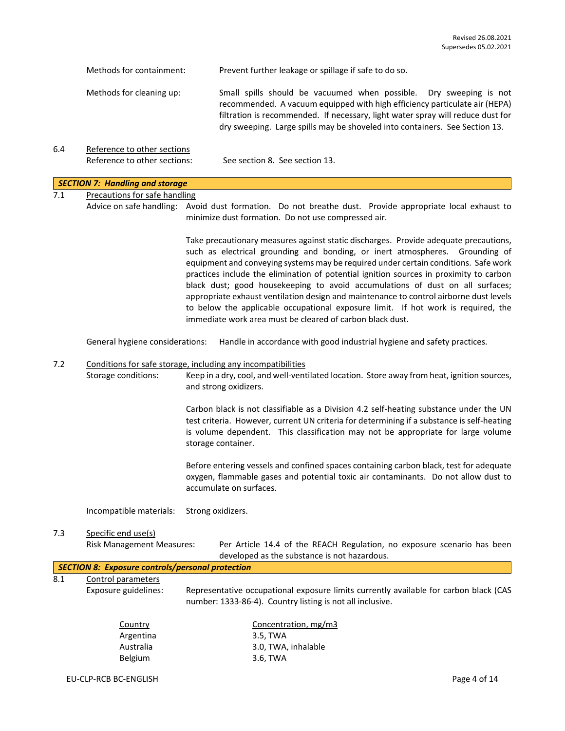Methods for containment: Prevent further leakage or spillage if safe to do so.

Methods for cleaning up: Small spills should be vacuumed when possible. Dry sweeping is not recommended. A vacuum equipped with high efficiency particulate air (HEPA) filtration is recommended. If necessary, light water spray will reduce dust for dry sweeping. Large spills may be shoveled into containers. See Section 13.

6.4 Reference to other sections

Reference to other sections: See section 8. See section 13.

## *SECTION 7: Handling and storage*

7.1 Precautions for safe handling

Advice on safe handling: Avoid dust formation. Do not breathe dust. Provide appropriate local exhaust to minimize dust formation. Do not use compressed air.

Take precautionary measures against static discharges. Provide adequate precautions, such as electrical grounding and bonding, or inert atmospheres. Grounding of equipment and conveying systems may be required under certain conditions. Safe work practices include the elimination of potential ignition sources in proximity to carbon black dust; good housekeeping to avoid accumulations of dust on all surfaces; appropriate exhaust ventilation design and maintenance to control airborne dust levels to below the applicable occupational exposure limit. If hot work is required, the immediate work area must be cleared of carbon black dust.

General hygiene considerations: Handle in accordance with good industrial hygiene and safety practices.

7.2 Conditions for safe storage, including any incompatibilities

Storage conditions: Keep in a dry, cool, and well-ventilated location. Store away from heat, ignition sources, and strong oxidizers.

Carbon black is not classifiable as a Division 4.2 self-heating substance under the UN test criteria. However, current UN criteria for determining if a substance is self-heating is volume dependent. This classification may not be appropriate for large volume storage container.

Before entering vessels and confined spaces containing carbon black, test for adequate oxygen, flammable gases and potential toxic air contaminants. Do not allow dust to accumulate on surfaces.

Incompatible materials: Strong oxidizers.

7.3 Specific end use(s)

Risk Management Measures: Per Article 14.4 of the REACH Regulation, no exposure scenario has been developed as the substance is not hazardous.

## *SECTION 8: Exposure controls/personal protection*

8.1 Control parameters

Exposure guidelines: Representative occupational exposure limits currently available for carbon black (CAS number: 1333-86-4). Country listing is not all inclusive.

| Country | Concentration, mg/m3 |
|---|---|
| Argentina | 3.5, TWA |
| Australia | 3.0, TWA, inhalable |
| Belgium | 3.6, TWA |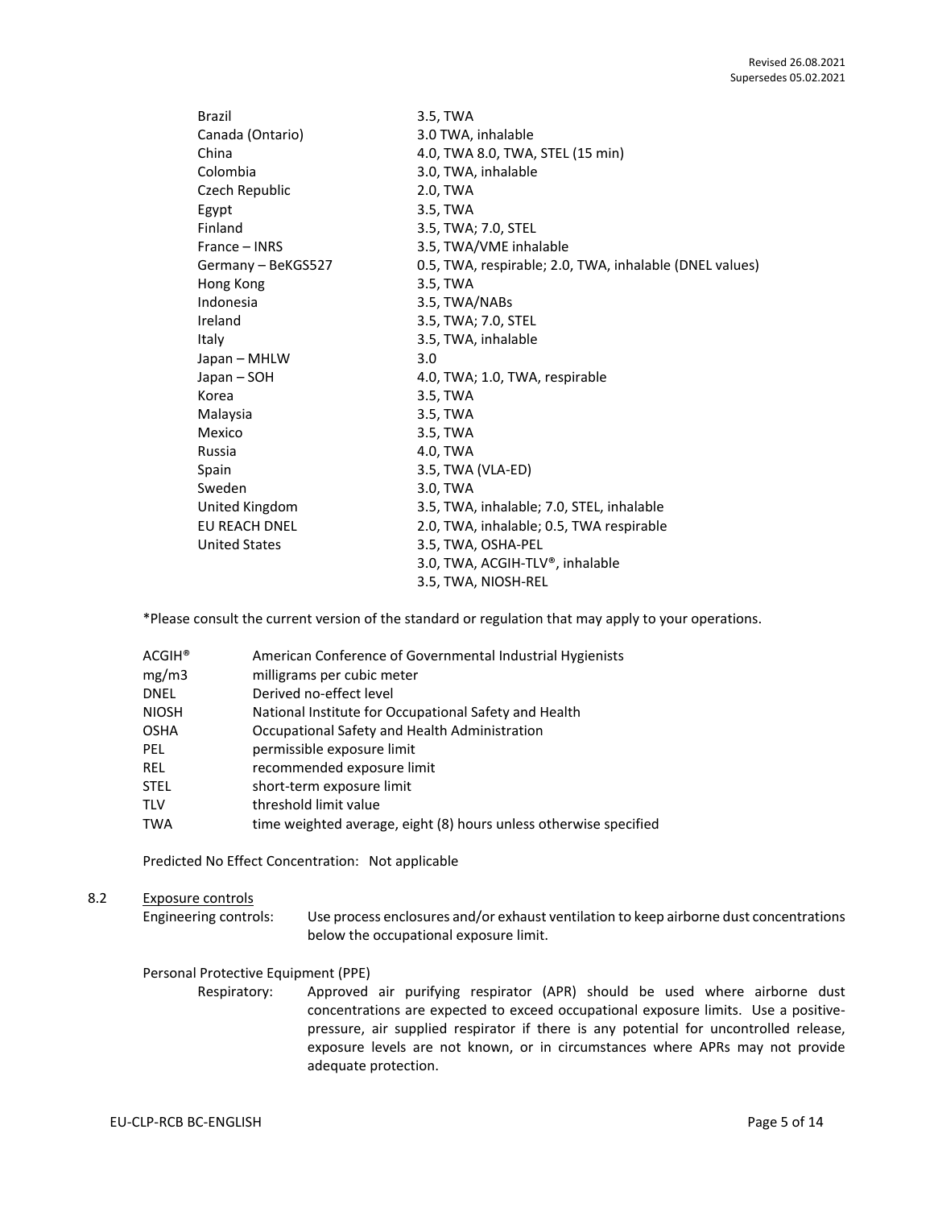| | |
|---|---|
| Brazil | 3.5, TWA |
| Canada (Ontario) | 3.0 TWA, inhalable |
| China | 4.0, TWA 8.0, TWA, STEL (15 min) |
| Colombia | 3.0, TWA, inhalable |
| Czech Republic | 2.0, TWA |
| Egypt | 3.5, TWA |
| Finland | 3.5, TWA; 7.0, STEL |
| France – INRS | 3.5, TWA/VME inhalable |
| Germany – BeKGS527 | 0.5, TWA, respirable; 2.0, TWA, inhalable (DNEL values) |
| Hong Kong | 3.5, TWA |
| Indonesia | 3.5, TWA/NABs |
| Ireland | 3.5, TWA; 7.0, STEL |
| Italy | 3.5, TWA, inhalable |
| Japan – MHLW | 3.0 |
| Japan – SOH | 4.0, TWA; 1.0, TWA, respirable |
| Korea | 3.5, TWA |
| Malaysia | 3.5, TWA |
| Mexico | 3.5, TWA |
| Russia | 4.0, TWA |
| Spain | 3.5, TWA (VLA-ED) |
| Sweden | 3.0, TWA |
| United Kingdom | 3.5, TWA, inhalable; 7.0, STEL, inhalable |
| EU REACH DNEL | 2.0, TWA, inhalable; 0.5, TWA respirable |
| United States | 3.5, TWA, OSHA-PEL<br>3.0, TWA, ACGIH-TLV®, inhalable<br>3.5, TWA, NIOSH-REL |

*Please consult the current version of the standard or regulation that may apply to your operations.

| | |
|---|---|
| ACGIH® | American Conference of Governmental Industrial Hygienists |
| mg/m3 | milligrams per cubic meter |
| DNEL | Derived no-effect level |
| NIOSH | National Institute for Occupational Safety and Health |
| OSHA | Occupational Safety and Health Administration |
| PEL | permissible exposure limit |
| REL | recommended exposure limit |
| STEL | short-term exposure limit |
| TLV | threshold limit value |
| TWA | time weighted average, eight (8) hours unless otherwise specified |

Predicted No Effect Concentration: Not applicable

8.2 Exposure controls

Engineering controls: Use process enclosures and/or exhaust ventilation to keep airborne dust concentrations below the occupational exposure limit.

Personal Protective Equipment (PPE)

Respiratory: Approved air purifying respirator (APR) should be used where airborne dust concentrations are expected to exceed occupational exposure limits. Use a positive-pressure, air supplied respirator if there is any potential for uncontrolled release, exposure levels are not known, or in circumstances where APRs may not provide adequate protection.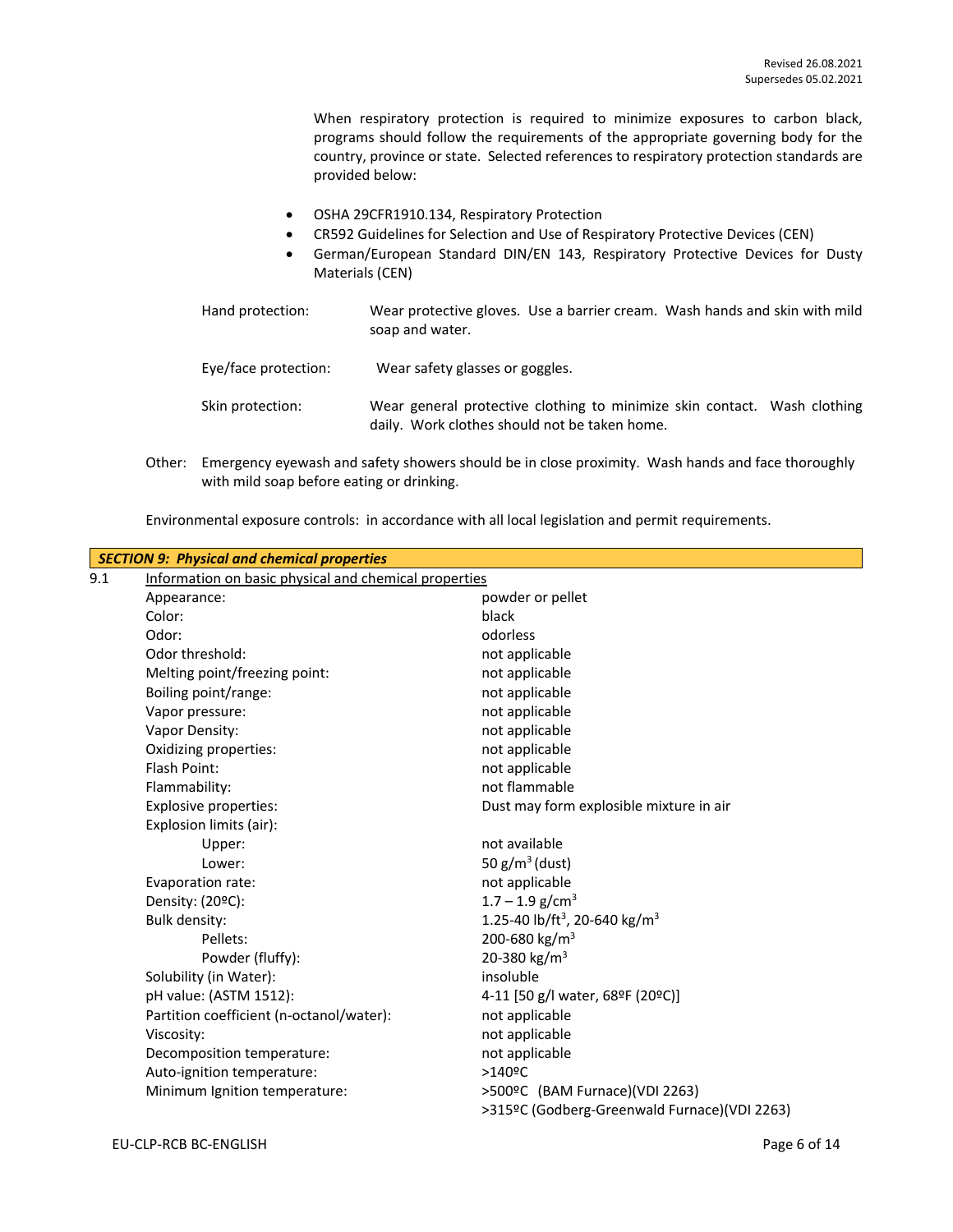When respiratory protection is required to minimize exposures to carbon black, programs should follow the requirements of the appropriate governing body for the country, province or state. Selected references to respiratory protection standards are provided below:

- OSHA 29CFR1910.134, Respiratory Protection
- CR592 Guidelines for Selection and Use of Respiratory Protective Devices (CEN)
- German/European Standard DIN/EN 143, Respiratory Protective Devices for Dusty Materials (CEN)

Hand protection: Wear protective gloves. Use a barrier cream. Wash hands and skin with mild soap and water.

Eye/face protection: Wear safety glasses or goggles.

Skin protection: Wear general protective clothing to minimize skin contact. Wash clothing daily. Work clothes should not be taken home.

Other: Emergency eyewash and safety showers should be in close proximity. Wash hands and face thoroughly with mild soap before eating or drinking.

Environmental exposure controls: in accordance with all local legislation and permit requirements.

## *SECTION 9: Physical and chemical properties*

9.1 Information on basic physical and chemical properties

| Property | Value |
|---|---|
| Appearance: | powder or pellet |
| Color: | black |
| Odor: | odorless |
| Odor threshold: | not applicable |
| Melting point/freezing point: | not applicable |
| Boiling point/range: | not applicable |
| Vapor pressure: | not applicable |
| Vapor Density: | not applicable |
| Oxidizing properties: | not applicable |
| Flash Point: | not applicable |
| Flammability: | not flammable |
| Explosive properties: | Dust may form explosible mixture in air |
| Explosion limits (air): | |
| Upper: | not available |
| Lower: | 50 g/m$^3$ (dust) |
| Evaporation rate: | not applicable |
| Density: (20ºC): | 1.7 – 1.9 g/cm$^3$ |
| Bulk density: | 1.25-40 lb/ft$^3$, 20-640 kg/m$^3$ |
| Pellets: | 200-680 kg/m$^3$ |
| Powder (fluffy): | 20-380 kg/m$^3$ |
| Solubility (in Water): | insoluble |
| pH value: (ASTM 1512): | 4-11 [50 g/l water, 68ºF (20ºC)] |
| Partition coefficient (n-octanol/water): | not applicable |
| Viscosity: | not applicable |
| Decomposition temperature: | not applicable |
| Auto-ignition temperature: | >140ºC |
| Minimum Ignition temperature: | >500ºC (BAM Furnace)(VDI 2263)<br>>315ºC (Godberg-Greenwald Furnace)(VDI 2263) |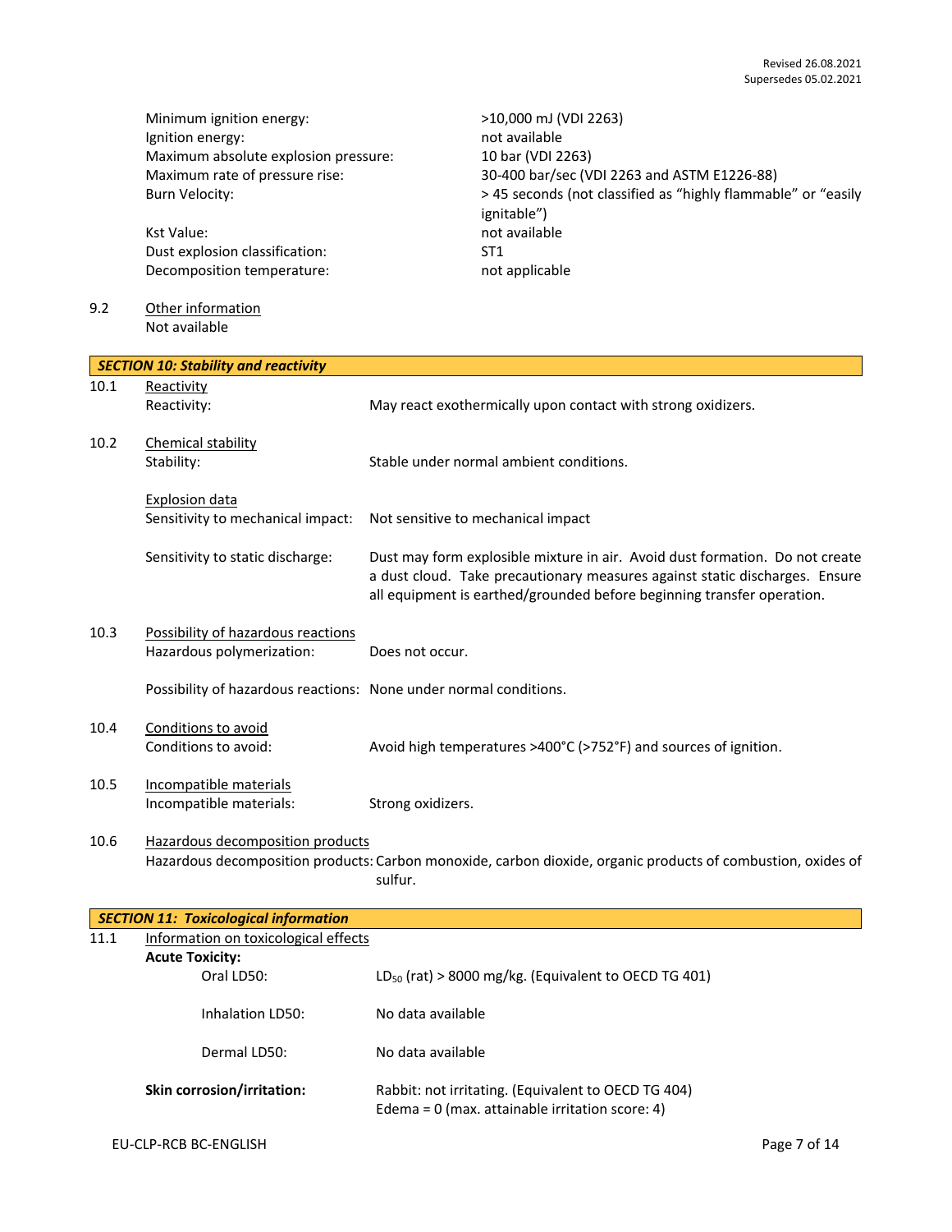| | |
|---|---|
| Minimum ignition energy: | >10,000 mJ (VDI 2263) |
| Ignition energy: | not available |
| Maximum absolute explosion pressure: | 10 bar (VDI 2263) |
| Maximum rate of pressure rise: | 30-400 bar/sec (VDI 2263 and ASTM E1226-88) |
| Burn Velocity: | > 45 seconds (not classified as "highly flammable" or "easily ignitable") |
| Kst Value: | not available |
| Dust explosion classification: | ST1 |
| Decomposition temperature: | not applicable |

9.2 Other information

Not available

## SECTION 10: Stability and reactivity

**10.1 Reactivity**

Reactivity: May react exothermically upon contact with strong oxidizers.

**10.2 Chemical stability**

Stability: Stable under normal ambient conditions.

Explosion data

Sensitivity to mechanical impact: Not sensitive to mechanical impact

Sensitivity to static discharge: Dust may form explosible mixture in air. Avoid dust formation. Do not create a dust cloud. Take precautionary measures against static discharges. Ensure all equipment is earthed/grounded before beginning transfer operation.

**10.3 Possibility of hazardous reactions**

Hazardous polymerization: Does not occur.

Possibility of hazardous reactions: None under normal conditions.

**10.4 Conditions to avoid**

Conditions to avoid: Avoid high temperatures >400°C (>752°F) and sources of ignition.

**10.5 Incompatible materials**

Incompatible materials: Strong oxidizers.

**10.6 Hazardous decomposition products**

Hazardous decomposition products: Carbon monoxide, carbon dioxide, organic products of combustion, oxides of sulfur.

## SECTION 11: Toxicological information

**11.1 Information on toxicological effects**

**Acute Toxicity:**

| | |
|---|---|
| Oral LD50: | $LD_{50}$ (rat) > 8000 mg/kg. (Equivalent to OECD TG 401) |
| Inhalation LD50: | No data available |
| Dermal LD50: | No data available |

**Skin corrosion/irritation:** Rabbit: not irritating. (Equivalent to OECD TG 404) Edema = 0 (max. attainable irritation score: 4)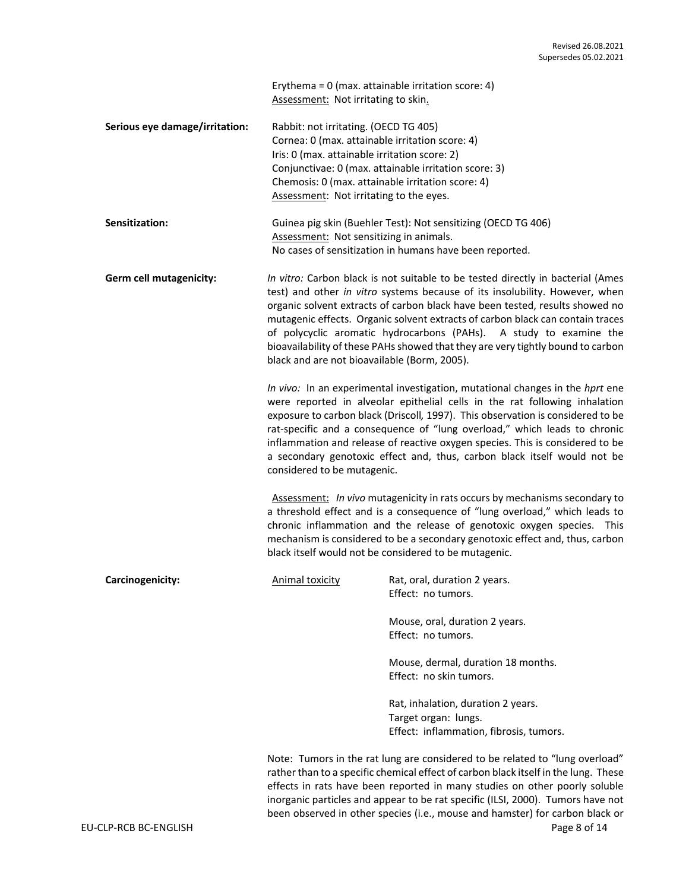Erythema = 0 (max. attainable irritation score: 4)
Assessment: Not irritating to skin.

**Serious eye damage/irritation:**

Rabbit: not irritating. (OECD TG 405)
Cornea: 0 (max. attainable irritation score: 4)
Iris: 0 (max. attainable irritation score: 2)
Conjunctivae: 0 (max. attainable irritation score: 3)
Chemosis: 0 (max. attainable irritation score: 4)
Assessment: Not irritating to the eyes.

**Sensitization:**

Guinea pig skin (Buehler Test): Not sensitizing (OECD TG 406)
Assessment: Not sensitizing in animals.
No cases of sensitization in humans have been reported.

**Germ cell mutagenicity:**

*In vitro:* Carbon black is not suitable to be tested directly in bacterial (Ames test) and other *in vitro* systems because of its insolubility. However, when organic solvent extracts of carbon black have been tested, results showed no mutagenic effects. Organic solvent extracts of carbon black can contain traces of polycyclic aromatic hydrocarbons (PAHs). A study to examine the bioavailability of these PAHs showed that they are very tightly bound to carbon black and are not bioavailable (Borm, 2005).

*In vivo:* In an experimental investigation, mutational changes in the *hprt* ene were reported in alveolar epithelial cells in the rat following inhalation exposure to carbon black (Driscoll, 1997). This observation is considered to be rat-specific and a consequence of "lung overload," which leads to chronic inflammation and release of reactive oxygen species. This is considered to be a secondary genotoxic effect and, thus, carbon black itself would not be considered to be mutagenic.

Assessment: *In vivo* mutagenicity in rats occurs by mechanisms secondary to a threshold effect and is a consequence of "lung overload," which leads to chronic inflammation and the release of genotoxic oxygen species. This mechanism is considered to be a secondary genotoxic effect and, thus, carbon black itself would not be considered to be mutagenic.

**Carcinogenicity:**

Animal toxicity

Rat, oral, duration 2 years.
Effect: no tumors.

Mouse, oral, duration 2 years.
Effect: no tumors.

Mouse, dermal, duration 18 months.
Effect: no skin tumors.

Rat, inhalation, duration 2 years.
Target organ: lungs.
Effect: inflammation, fibrosis, tumors.

Note: Tumors in the rat lung are considered to be related to "lung overload" rather than to a specific chemical effect of carbon black itself in the lung. These effects in rats have been reported in many studies on other poorly soluble inorganic particles and appear to be rat specific (ILSI, 2000). Tumors have not been observed in other species (i.e., mouse and hamster) for carbon black or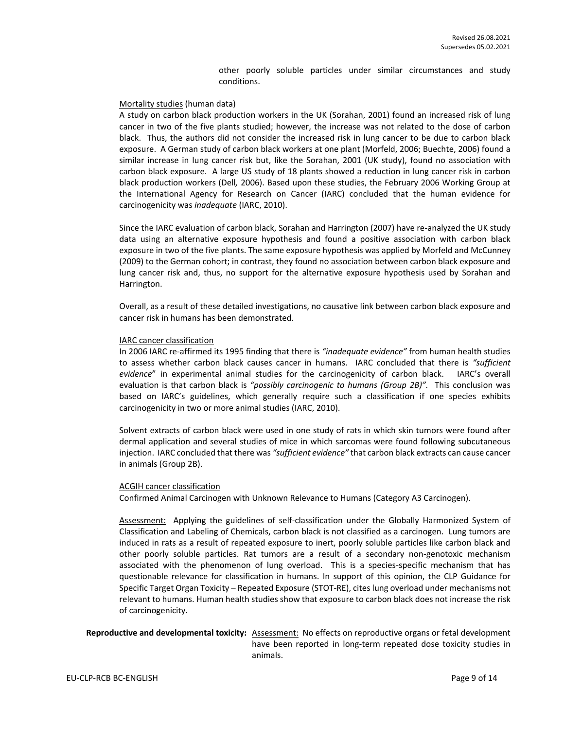other poorly soluble particles under similar circumstances and study conditions.

Mortality studies (human data)

A study on carbon black production workers in the UK (Sorahan, 2001) found an increased risk of lung cancer in two of the five plants studied; however, the increase was not related to the dose of carbon black. Thus, the authors did not consider the increased risk in lung cancer to be due to carbon black exposure. A German study of carbon black workers at one plant (Morfeld, 2006; Buechte, 2006) found a similar increase in lung cancer risk but, like the Sorahan, 2001 (UK study), found no association with carbon black exposure. A large US study of 18 plants showed a reduction in lung cancer risk in carbon black production workers (Dell*,* 2006). Based upon these studies, the February 2006 Working Group at the International Agency for Research on Cancer (IARC) concluded that the human evidence for carcinogenicity was *inadequate* (IARC, 2010).

Since the IARC evaluation of carbon black, Sorahan and Harrington (2007) have re-analyzed the UK study data using an alternative exposure hypothesis and found a positive association with carbon black exposure in two of the five plants. The same exposure hypothesis was applied by Morfeld and McCunney (2009) to the German cohort; in contrast, they found no association between carbon black exposure and lung cancer risk and, thus, no support for the alternative exposure hypothesis used by Sorahan and Harrington.

Overall, as a result of these detailed investigations, no causative link between carbon black exposure and cancer risk in humans has been demonstrated.

IARC cancer classification

In 2006 IARC re-affirmed its 1995 finding that there is *"inadequate evidence"* from human health studies to assess whether carbon black causes cancer in humans. IARC concluded that there is *"sufficient evidence*" in experimental animal studies for the carcinogenicity of carbon black. IARC's overall evaluation is that carbon black is *"possibly carcinogenic to humans (Group 2B)".* This conclusion was based on IARC's guidelines, which generally require such a classification if one species exhibits carcinogenicity in two or more animal studies (IARC, 2010).

Solvent extracts of carbon black were used in one study of rats in which skin tumors were found after dermal application and several studies of mice in which sarcomas were found following subcutaneous injection. IARC concluded that there was *"sufficient evidence"* that carbon black extracts can cause cancer in animals (Group 2B).

ACGIH cancer classification

Confirmed Animal Carcinogen with Unknown Relevance to Humans (Category A3 Carcinogen).

Assessment: Applying the guidelines of self-classification under the Globally Harmonized System of Classification and Labeling of Chemicals, carbon black is not classified as a carcinogen. Lung tumors are induced in rats as a result of repeated exposure to inert, poorly soluble particles like carbon black and other poorly soluble particles. Rat tumors are a result of a secondary non-genotoxic mechanism associated with the phenomenon of lung overload. This is a species-specific mechanism that has questionable relevance for classification in humans. In support of this opinion, the CLP Guidance for Specific Target Organ Toxicity – Repeated Exposure (STOT-RE), cites lung overload under mechanisms not relevant to humans. Human health studies show that exposure to carbon black does not increase the risk of carcinogenicity.

**Reproductive and developmental toxicity:** Assessment: No effects on reproductive organs or fetal development have been reported in long-term repeated dose toxicity studies in animals.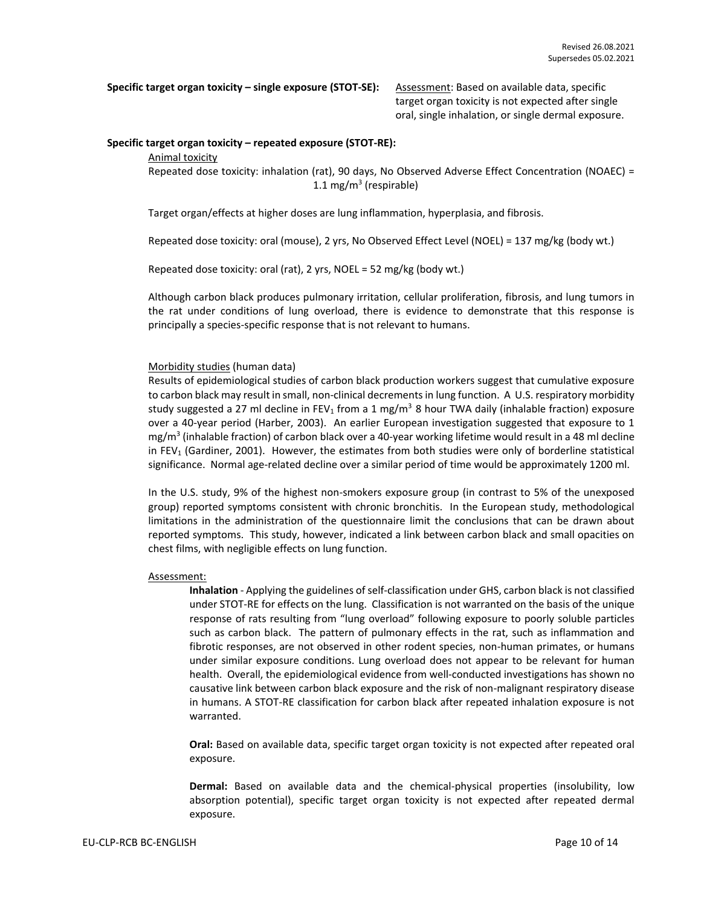**Specific target organ toxicity – single exposure (STOT-SE):** Assessment: Based on available data, specific target organ toxicity is not expected after single oral, single inhalation, or single dermal exposure.

**Specific target organ toxicity – repeated exposure (STOT-RE):**

Animal toxicity

Repeated dose toxicity: inhalation (rat), 90 days, No Observed Adverse Effect Concentration (NOAEC) = 1.1 $mg/m^3$ (respirable)

Target organ/effects at higher doses are lung inflammation, hyperplasia, and fibrosis.

Repeated dose toxicity: oral (mouse), 2 yrs, No Observed Effect Level (NOEL) = 137 mg/kg (body wt.)

Repeated dose toxicity: oral (rat), 2 yrs, NOEL = 52 mg/kg (body wt.)

Although carbon black produces pulmonary irritation, cellular proliferation, fibrosis, and lung tumors in the rat under conditions of lung overload, there is evidence to demonstrate that this response is principally a species-specific response that is not relevant to humans.

Morbidity studies (human data)

Results of epidemiological studies of carbon black production workers suggest that cumulative exposure to carbon black may result in small, non-clinical decrements in lung function. A U.S. respiratory morbidity study suggested a 27 ml decline in $FEV_1$ from a 1 $mg/m^3$ 8 hour TWA daily (inhalable fraction) exposure over a 40-year period (Harber, 2003). An earlier European investigation suggested that exposure to 1 $mg/m^3$ (inhalable fraction) of carbon black over a 40-year working lifetime would result in a 48 ml decline in $FEV_1$ (Gardiner, 2001). However, the estimates from both studies were only of borderline statistical significance. Normal age-related decline over a similar period of time would be approximately 1200 ml.

In the U.S. study, 9% of the highest non-smokers exposure group (in contrast to 5% of the unexposed group) reported symptoms consistent with chronic bronchitis. In the European study, methodological limitations in the administration of the questionnaire limit the conclusions that can be drawn about reported symptoms. This study, however, indicated a link between carbon black and small opacities on chest films, with negligible effects on lung function.

Assessment:

**Inhalation** - Applying the guidelines of self-classification under GHS, carbon black is not classified under STOT-RE for effects on the lung. Classification is not warranted on the basis of the unique response of rats resulting from "lung overload" following exposure to poorly soluble particles such as carbon black. The pattern of pulmonary effects in the rat, such as inflammation and fibrotic responses, are not observed in other rodent species, non-human primates, or humans under similar exposure conditions. Lung overload does not appear to be relevant for human health. Overall, the epidemiological evidence from well-conducted investigations has shown no causative link between carbon black exposure and the risk of non-malignant respiratory disease in humans. A STOT-RE classification for carbon black after repeated inhalation exposure is not warranted.

**Oral:** Based on available data, specific target organ toxicity is not expected after repeated oral exposure.

**Dermal:** Based on available data and the chemical-physical properties (insolubility, low absorption potential), specific target organ toxicity is not expected after repeated dermal exposure.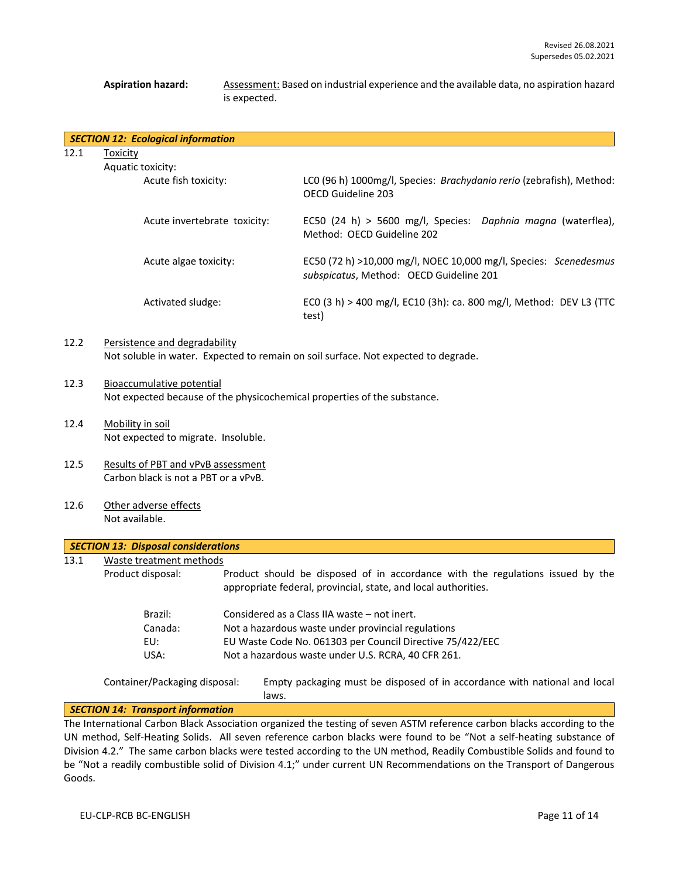**Aspiration hazard:** Assessment: Based on industrial experience and the available data, no aspiration hazard is expected.

## *SECTION 12: Ecological information*

12.1 Toxicity

Aquatic toxicity:

| | |
|---|---|
| Acute fish toxicity: | LC0 (96 h) 1000mg/l, Species: *Brachydanio rerio* (zebrafish), Method: OECD Guideline 203 |
| Acute invertebrate toxicity: | EC50 (24 h) > 5600 mg/l, Species: *Daphnia magna* (waterflea), Method: OECD Guideline 202 |
| Acute algae toxicity: | EC50 (72 h) >10,000 mg/l, NOEC 10,000 mg/l, Species: *Scenedesmus subspicatus*, Method: OECD Guideline 201 |
| Activated sludge: | EC0 (3 h) > 400 mg/l, EC10 (3h): ca. 800 mg/l, Method: DEV L3 (TTC test) |

12.2 Persistence and degradability

Not soluble in water. Expected to remain on soil surface. Not expected to degrade.

12.3 Bioaccumulative potential

Not expected because of the physicochemical properties of the substance.

12.4 Mobility in soil

Not expected to migrate. Insoluble.

12.5 Results of PBT and vPvB assessment

Carbon black is not a PBT or a vPvB.

12.6 Other adverse effects

Not available.

## *SECTION 13: Disposal considerations*

13.1 Waste treatment methods

Product disposal: Product should be disposed of in accordance with the regulations issued by the appropriate federal, provincial, state, and local authorities.

| | |
|---|---|
| Brazil: | Considered as a Class IIA waste – not inert. |
| Canada: | Not a hazardous waste under provincial regulations |
| EU: | EU Waste Code No. 061303 per Council Directive 75/422/EEC |
| USA: | Not a hazardous waste under U.S. RCRA, 40 CFR 261. |

Container/Packaging disposal: Empty packaging must be disposed of in accordance with national and local laws.

## *SECTION 14: Transport information*

The International Carbon Black Association organized the testing of seven ASTM reference carbon blacks according to the UN method, Self-Heating Solids. All seven reference carbon blacks were found to be "Not a self-heating substance of Division 4.2." The same carbon blacks were tested according to the UN method, Readily Combustible Solids and found to be "Not a readily combustible solid of Division 4.1;" under current UN Recommendations on the Transport of Dangerous Goods.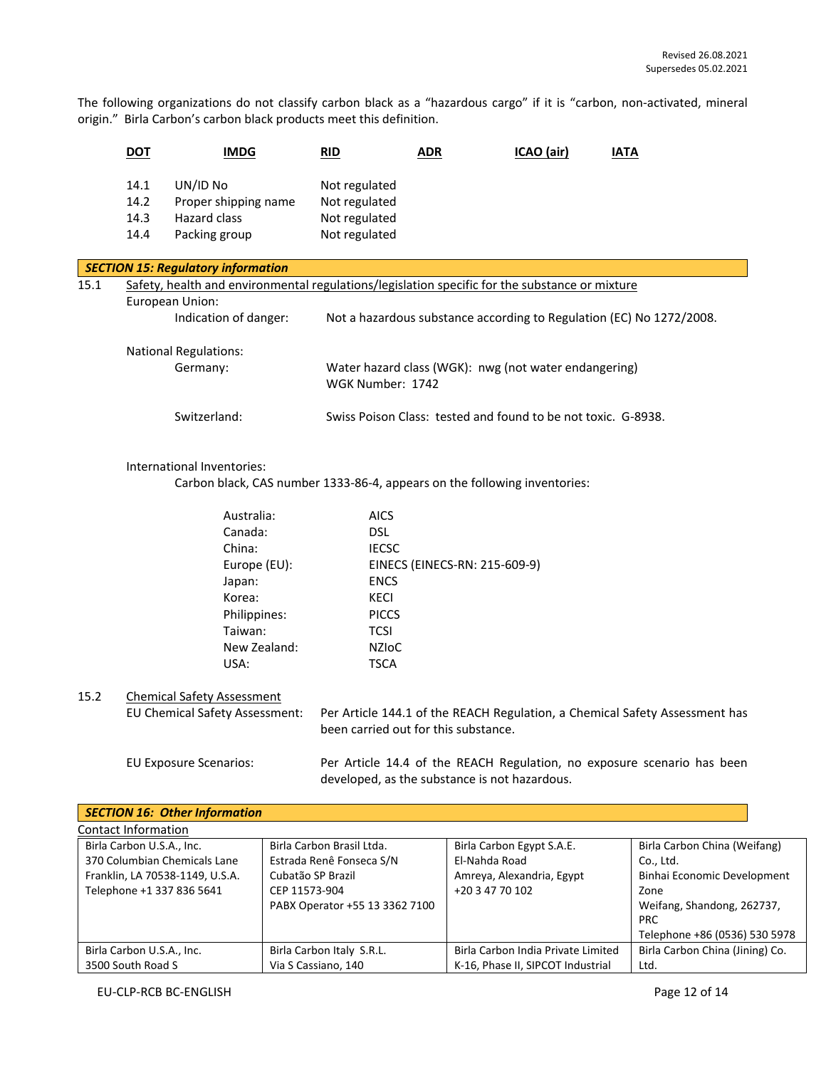The following organizations do not classify carbon black as a "hazardous cargo" if it is "carbon, non-activated, mineral origin." Birla Carbon's carbon black products meet this definition.

**DOT** **IMDG** **RID** **ADR** **ICAO (air)** **IATA**

| | | |
|---|---|---|
| 14.1 | UN/ID No | Not regulated |
| 14.2 | Proper shipping name | Not regulated |
| 14.3 | Hazard class | Not regulated |
| 14.4 | Packing group | Not regulated |

## *SECTION 15: Regulatory information*

15.1 Safety, health and environmental regulations/legislation specific for the substance or mixture

European Union:

Indication of danger: Not a hazardous substance according to Regulation (EC) No 1272/2008.

National Regulations:

Germany: Water hazard class (WGK): nwg (not water endangering)
WGK Number: 1742

Switzerland: Swiss Poison Class: tested and found to be not toxic. G-8938.

International Inventories:

Carbon black, CAS number 1333-86-4, appears on the following inventories:

| | |
|---|---|
| Australia: | AICS |
| Canada: | DSL |
| China: | IECSC |
| Europe (EU): | EINECS (EINECS-RN: 215-609-9) |
| Japan: | ENCS |
| Korea: | KECI |
| Philippines: | PICCS |
| Taiwan: | TCSI |
| New Zealand: | NZIoC |
| USA: | TSCA |

15.2 Chemical Safety Assessment

EU Chemical Safety Assessment: Per Article 144.1 of the REACH Regulation, a Chemical Safety Assessment has been carried out for this substance.

EU Exposure Scenarios: Per Article 14.4 of the REACH Regulation, no exposure scenario has been developed, as the substance is not hazardous.

## *SECTION 16: Other Information*

Contact Information

| | | | |
|---|---|---|---|
| Birla Carbon U.S.A., Inc.<br>370 Columbian Chemicals Lane<br>Franklin, LA 70538-1149, U.S.A.<br>Telephone +1 337 836 5641 | Birla Carbon Brasil Ltda.<br>Estrada Renê Fonseca S/N<br>Cubatão SP Brazil<br>CEP 11573-904<br>PABX Operator +55 13 3362 7100 | Birla Carbon Egypt S.A.E.<br>El-Nahda Road<br>Amreya, Alexandria, Egypt<br>+20 3 47 70 102 | Birla Carbon China (Weifang) Co., Ltd.<br>Binhai Economic Development Zone<br>Weifang, Shandong, 262737, PRC<br>Telephone +86 (0536) 530 5978 |
| Birla Carbon U.S.A., Inc.<br>3500 South Road S | Birla Carbon Italy S.R.L.<br>Via S Cassiano, 140 | Birla Carbon India Private Limited<br>K-16, Phase II, SIPCOT Industrial | Birla Carbon China (Jining) Co. Ltd. |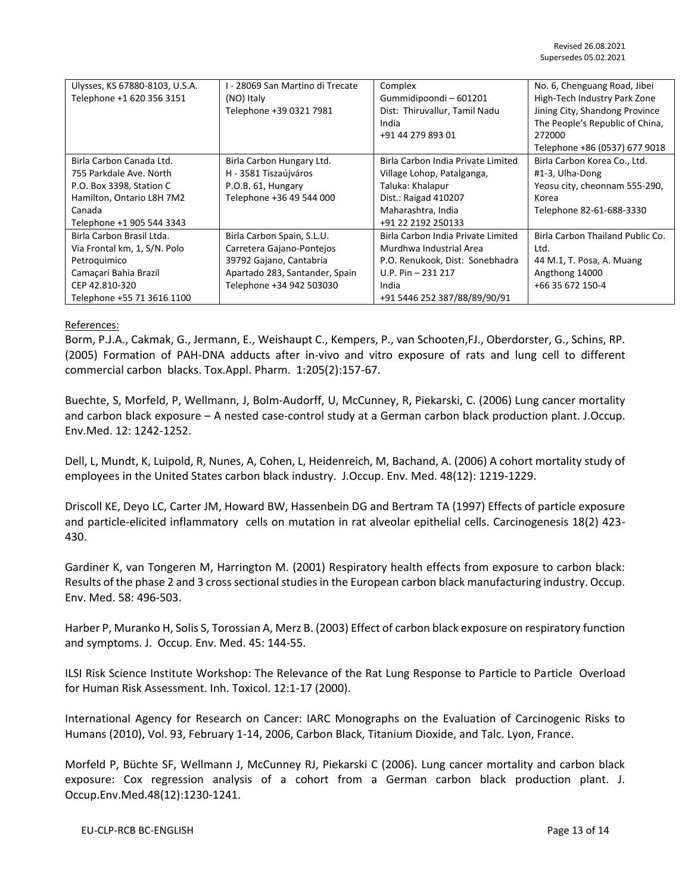| Ulysses, KS 67880-8103, U.S.A.<br>Telephone +1 620 356 3151 | I - 28069 San Martino di Trecate<br>(NO) Italy<br>Telephone +39 0321 7981 | Complex<br>Gummidipoondi – 601201<br>Dist: Thiruvallur, Tamil Nadu<br>India<br>+91 44 279 893 01 | No. 6, Chenguang Road, Jibei<br>High-Tech Industry Park Zone<br>Jining City, Shandong Province<br>The People's Republic of China,<br>272000<br>Telephone +86 (0537) 677 9018 |
|---|---|---|---|
| Birla Carbon Canada Ltd.<br>755 Parkdale Ave. North<br>P.O. Box 3398, Station C<br>Hamilton, Ontario L8H 7M2<br>Canada<br>Telephone +1 905 544 3343 | Birla Carbon Hungary Ltd.<br>H - 3581 Tiszaújváros<br>P.O.B. 61, Hungary<br>Telephone +36 49 544 000 | Birla Carbon India Private Limited<br>Village Lohop, Patalganga,<br>Taluka: Khalapur<br>Dist.: Raigad 410207<br>Maharashtra, India<br>+91 22 2192 250133 | Birla Carbon Korea Co., Ltd.<br>#1-3, Ulha-Dong<br>Yeosu city, cheonnam 555-290,<br>Korea<br>Telephone 82-61-688-3330 |
| Birla Carbon Brasil Ltda.<br>Via Frontal km, 1, S/N. Polo<br>Petroquimico<br>Camaçari Bahia Brazil<br>CEP 42.810-320<br>Telephone +55 71 3616 1100 | Birla Carbon Spain, S.L.U.<br>Carretera Gajano-Pontejos<br>39792 Gajano, Cantabria<br>Apartado 283, Santander, Spain<br>Telephone +34 942 503030 | Birla Carbon India Private Limited<br>Murdhwa Industrial Area<br>P.O. Renukook, Dist: Sonebhadra<br>U.P. Pin – 231 217<br>India<br>+91 5446 252 387/88/89/90/91 | Birla Carbon Thailand Public Co.<br>Ltd.<br>44 M.1, T. Posa, A. Muang<br>Angthong 14000<br>+66 35 672 150-4 |

References:

Borm, P.J.A., Cakmak, G., Jermann, E., Weishaupt C., Kempers, P., van Schooten,FJ., Oberdorster, G., Schins, RP. (2005) Formation of PAH-DNA adducts after in-vivo and vitro exposure of rats and lung cell to different commercial carbon blacks. Tox.Appl. Pharm. 1:205(2):157-67.

Buechte, S, Morfeld, P, Wellmann, J, Bolm-Audorff, U, McCunney, R, Piekarski, C. (2006) Lung cancer mortality and carbon black exposure – A nested case-control study at a German carbon black production plant. J.Occup. Env.Med. 12: 1242-1252.

Dell, L, Mundt, K, Luipold, R, Nunes, A, Cohen, L, Heidenreich, M, Bachand, A. (2006) A cohort mortality study of employees in the United States carbon black industry. J.Occup. Env. Med. 48(12): 1219-1229.

Driscoll KE, Deyo LC, Carter JM, Howard BW, Hassenbein DG and Bertram TA (1997) Effects of particle exposure and particle-elicited inflammatory cells on mutation in rat alveolar epithelial cells. Carcinogenesis 18(2) 423-430.

Gardiner K, van Tongeren M, Harrington M. (2001) Respiratory health effects from exposure to carbon black: Results of the phase 2 and 3 cross sectional studies in the European carbon black manufacturing industry. Occup. Env. Med. 58: 496-503.

Harber P, Muranko H, Solis S, Torossian A, Merz B. (2003) Effect of carbon black exposure on respiratory function and symptoms. J. Occup. Env. Med. 45: 144-55.

ILSI Risk Science Institute Workshop: The Relevance of the Rat Lung Response to Particle to Particle Overload for Human Risk Assessment. Inh. Toxicol. 12:1-17 (2000).

International Agency for Research on Cancer: IARC Monographs on the Evaluation of Carcinogenic Risks to Humans (2010), Vol. 93, February 1-14, 2006, Carbon Black, Titanium Dioxide, and Talc. Lyon, France.

Morfeld P, Büchte SF, Wellmann J, McCunney RJ, Piekarski C (2006). Lung cancer mortality and carbon black exposure: Cox regression analysis of a cohort from a German carbon black production plant. J. Occup.Env.Med.48(12):1230-1241.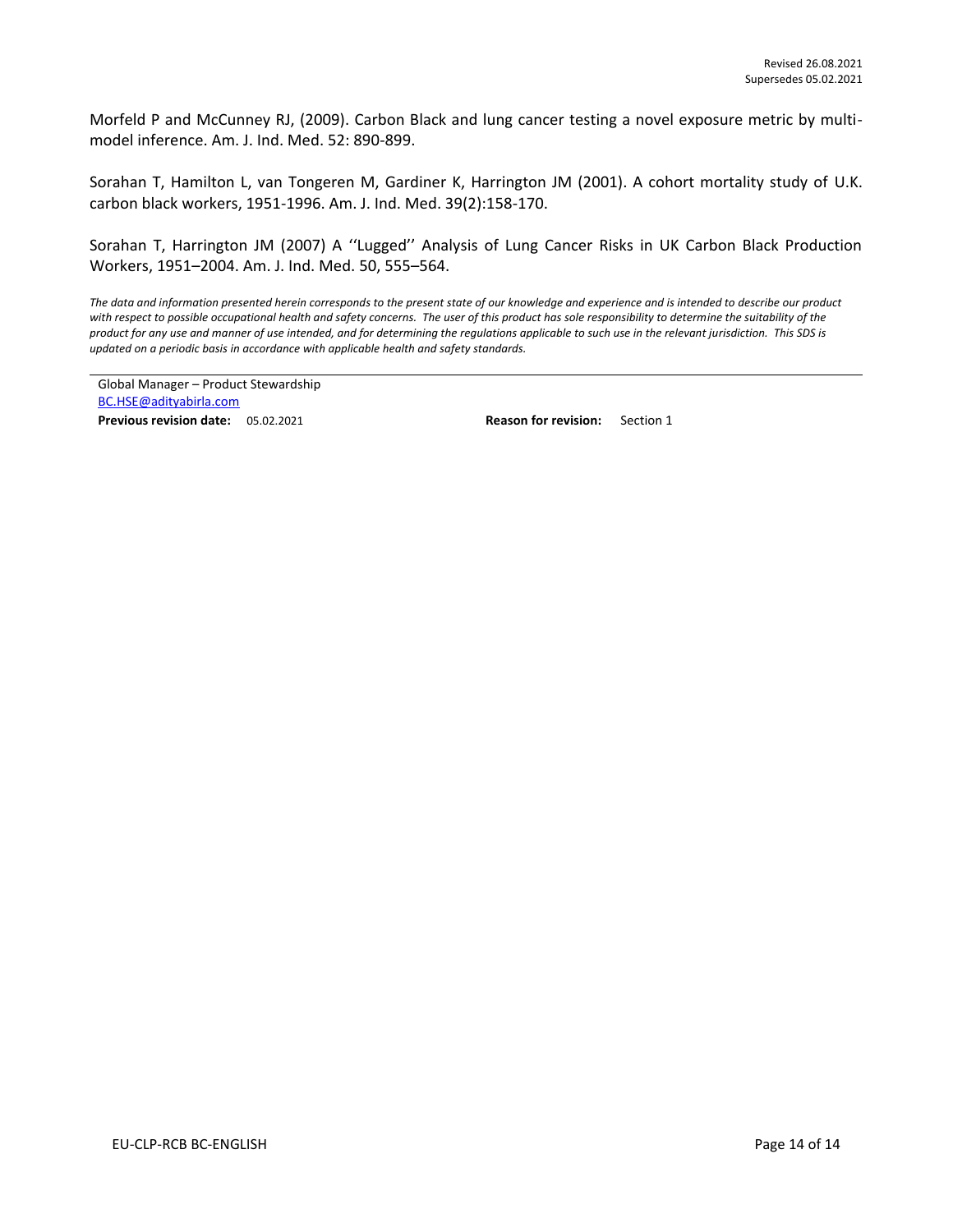Morfeld P and McCunney RJ, (2009). Carbon Black and lung cancer testing a novel exposure metric by multi-model inference. Am. J. Ind. Med. 52: 890-899.

Sorahan T, Hamilton L, van Tongeren M, Gardiner K, Harrington JM (2001). A cohort mortality study of U.K. carbon black workers, 1951-1996. Am. J. Ind. Med. 39(2):158-170.

Sorahan T, Harrington JM (2007) A ''Lugged'' Analysis of Lung Cancer Risks in UK Carbon Black Production Workers, 1951–2004. Am. J. Ind. Med. 50, 555–564.

*The data and information presented herein corresponds to the present state of our knowledge and experience and is intended to describe our product with respect to possible occupational health and safety concerns. The user of this product has sole responsibility to determine the suitability of the product for any use and manner of use intended, and for determining the regulations applicable to such use in the relevant jurisdiction. This SDS is updated on a periodic basis in accordance with applicable health and safety standards.*

---

Global Manager – Product Stewardship
BC.HSE@adityabirla.com

**Previous revision date:** 05.02.2021 **Reason for revision:** Section 1